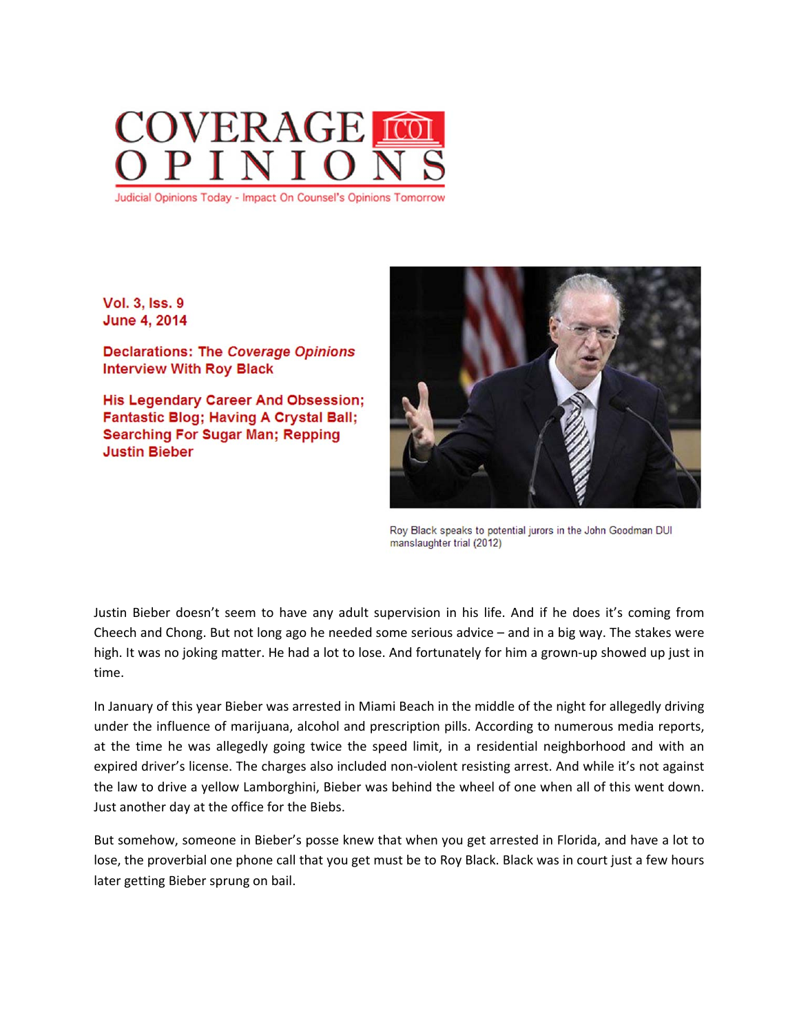# COVERAGE OPINIONS

Judicial Opinions Today - Impact On Counsel's Opinions Tomorrow

**Vol. 3, Iss. 9**
**June 4, 2014**

## Declarations: The *Coverage Opinions* Interview With Roy Black

### His Legendary Career And Obsession; Fantastic Blog; Having A Crystal Ball; Searching For Sugar Man; Repping Justin Bieber

Roy Black speaks to potential jurors in the John Goodman DUI manslaughter trial (2012)

Justin Bieber doesn't seem to have any adult supervision in his life. And if he does it's coming from Cheech and Chong. But not long ago he needed some serious advice – and in a big way. The stakes were high. It was no joking matter. He had a lot to lose. And fortunately for him a grown-up showed up just in time.

In January of this year Bieber was arrested in Miami Beach in the middle of the night for allegedly driving under the influence of marijuana, alcohol and prescription pills. According to numerous media reports, at the time he was allegedly going twice the speed limit, in a residential neighborhood and with an expired driver's license. The charges also included non-violent resisting arrest. And while it's not against the law to drive a yellow Lamborghini, Bieber was behind the wheel of one when all of this went down. Just another day at the office for the Biebs.

But somehow, someone in Bieber's posse knew that when you get arrested in Florida, and have a lot to lose, the proverbial one phone call that you get must be to Roy Black. Black was in court just a few hours later getting Bieber sprung on bail.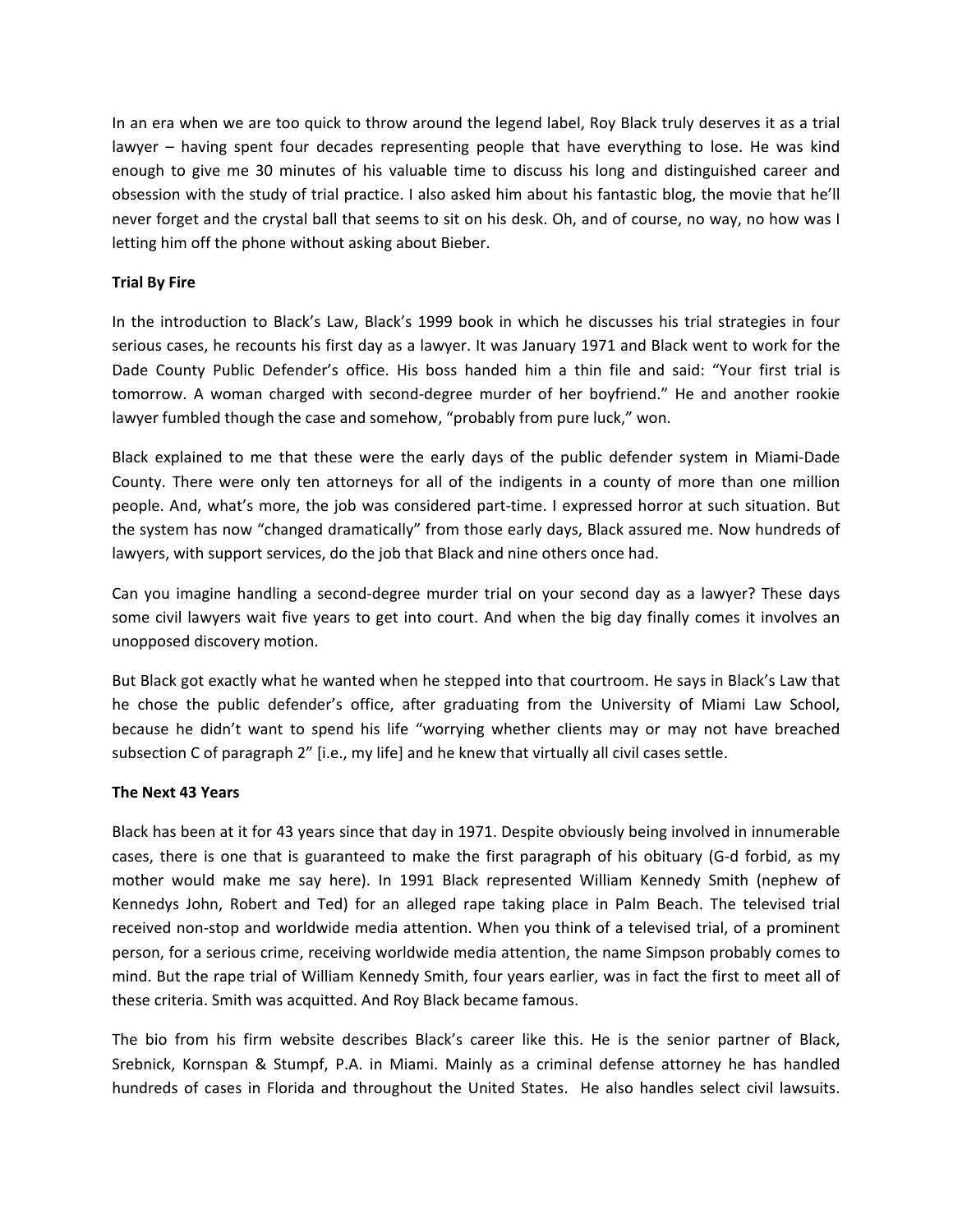In an era when we are too quick to throw around the legend label, Roy Black truly deserves it as a trial lawyer – having spent four decades representing people that have everything to lose. He was kind enough to give me 30 minutes of his valuable time to discuss his long and distinguished career and obsession with the study of trial practice. I also asked him about his fantastic blog, the movie that he'll never forget and the crystal ball that seems to sit on his desk. Oh, and of course, no way, no how was I letting him off the phone without asking about Bieber.

**Trial By Fire**

In the introduction to Black's Law, Black's 1999 book in which he discusses his trial strategies in four serious cases, he recounts his first day as a lawyer. It was January 1971 and Black went to work for the Dade County Public Defender's office. His boss handed him a thin file and said: "Your first trial is tomorrow. A woman charged with second-degree murder of her boyfriend." He and another rookie lawyer fumbled though the case and somehow, "probably from pure luck," won.

Black explained to me that these were the early days of the public defender system in Miami-Dade County. There were only ten attorneys for all of the indigents in a county of more than one million people. And, what's more, the job was considered part-time. I expressed horror at such situation. But the system has now "changed dramatically" from those early days, Black assured me. Now hundreds of lawyers, with support services, do the job that Black and nine others once had.

Can you imagine handling a second-degree murder trial on your second day as a lawyer? These days some civil lawyers wait five years to get into court. And when the big day finally comes it involves an unopposed discovery motion.

But Black got exactly what he wanted when he stepped into that courtroom. He says in Black's Law that he chose the public defender's office, after graduating from the University of Miami Law School, because he didn't want to spend his life "worrying whether clients may or may not have breached subsection C of paragraph 2" [i.e., my life] and he knew that virtually all civil cases settle.

**The Next 43 Years**

Black has been at it for 43 years since that day in 1971. Despite obviously being involved in innumerable cases, there is one that is guaranteed to make the first paragraph of his obituary (G-d forbid, as my mother would make me say here). In 1991 Black represented William Kennedy Smith (nephew of Kennedys John, Robert and Ted) for an alleged rape taking place in Palm Beach. The televised trial received non-stop and worldwide media attention. When you think of a televised trial, of a prominent person, for a serious crime, receiving worldwide media attention, the name Simpson probably comes to mind. But the rape trial of William Kennedy Smith, four years earlier, was in fact the first to meet all of these criteria. Smith was acquitted. And Roy Black became famous.

The bio from his firm website describes Black's career like this. He is the senior partner of Black, Srebnick, Kornspan & Stumpf, P.A. in Miami. Mainly as a criminal defense attorney he has handled hundreds of cases in Florida and throughout the United States. He also handles select civil lawsuits.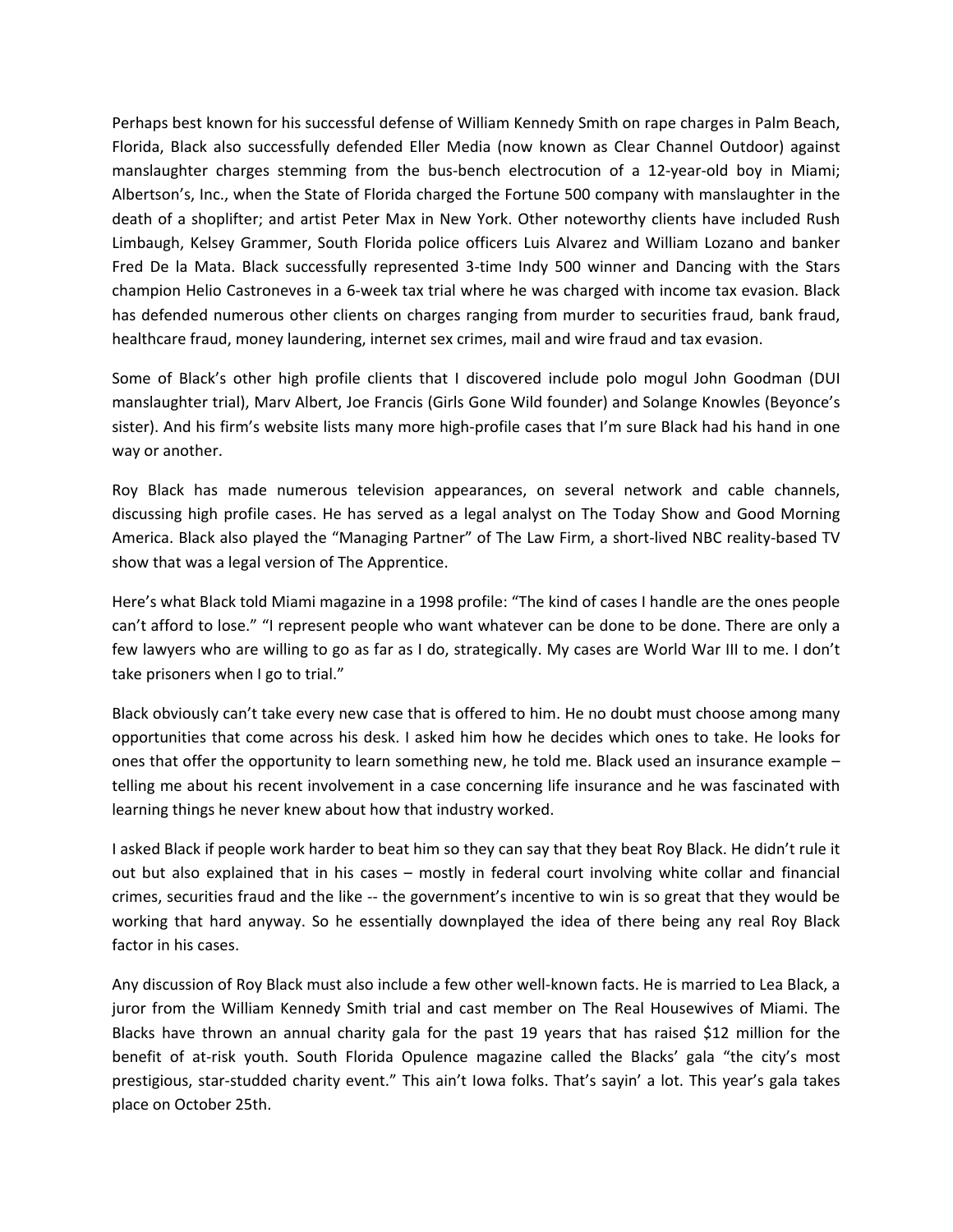Perhaps best known for his successful defense of William Kennedy Smith on rape charges in Palm Beach, Florida, Black also successfully defended Eller Media (now known as Clear Channel Outdoor) against manslaughter charges stemming from the bus-bench electrocution of a 12-year-old boy in Miami; Albertson's, Inc., when the State of Florida charged the Fortune 500 company with manslaughter in the death of a shoplifter; and artist Peter Max in New York. Other noteworthy clients have included Rush Limbaugh, Kelsey Grammer, South Florida police officers Luis Alvarez and William Lozano and banker Fred De la Mata. Black successfully represented 3-time Indy 500 winner and Dancing with the Stars champion Helio Castroneves in a 6-week tax trial where he was charged with income tax evasion. Black has defended numerous other clients on charges ranging from murder to securities fraud, bank fraud, healthcare fraud, money laundering, internet sex crimes, mail and wire fraud and tax evasion.

Some of Black's other high profile clients that I discovered include polo mogul John Goodman (DUI manslaughter trial), Marv Albert, Joe Francis (Girls Gone Wild founder) and Solange Knowles (Beyonce's sister). And his firm's website lists many more high-profile cases that I'm sure Black had his hand in one way or another.

Roy Black has made numerous television appearances, on several network and cable channels, discussing high profile cases. He has served as a legal analyst on The Today Show and Good Morning America. Black also played the "Managing Partner" of The Law Firm, a short-lived NBC reality-based TV show that was a legal version of The Apprentice.

Here's what Black told Miami magazine in a 1998 profile: "The kind of cases I handle are the ones people can't afford to lose." "I represent people who want whatever can be done to be done. There are only a few lawyers who are willing to go as far as I do, strategically. My cases are World War III to me. I don't take prisoners when I go to trial."

Black obviously can't take every new case that is offered to him. He no doubt must choose among many opportunities that come across his desk. I asked him how he decides which ones to take. He looks for ones that offer the opportunity to learn something new, he told me. Black used an insurance example – telling me about his recent involvement in a case concerning life insurance and he was fascinated with learning things he never knew about how that industry worked.

I asked Black if people work harder to beat him so they can say that they beat Roy Black. He didn't rule it out but also explained that in his cases – mostly in federal court involving white collar and financial crimes, securities fraud and the like -- the government's incentive to win is so great that they would be working that hard anyway. So he essentially downplayed the idea of there being any real Roy Black factor in his cases.

Any discussion of Roy Black must also include a few other well-known facts. He is married to Lea Black, a juror from the William Kennedy Smith trial and cast member on The Real Housewives of Miami. The Blacks have thrown an annual charity gala for the past 19 years that has raised $12 million for the benefit of at-risk youth. South Florida Opulence magazine called the Blacks' gala "the city's most prestigious, star-studded charity event." This ain't Iowa folks. That's sayin' a lot. This year's gala takes place on October 25th.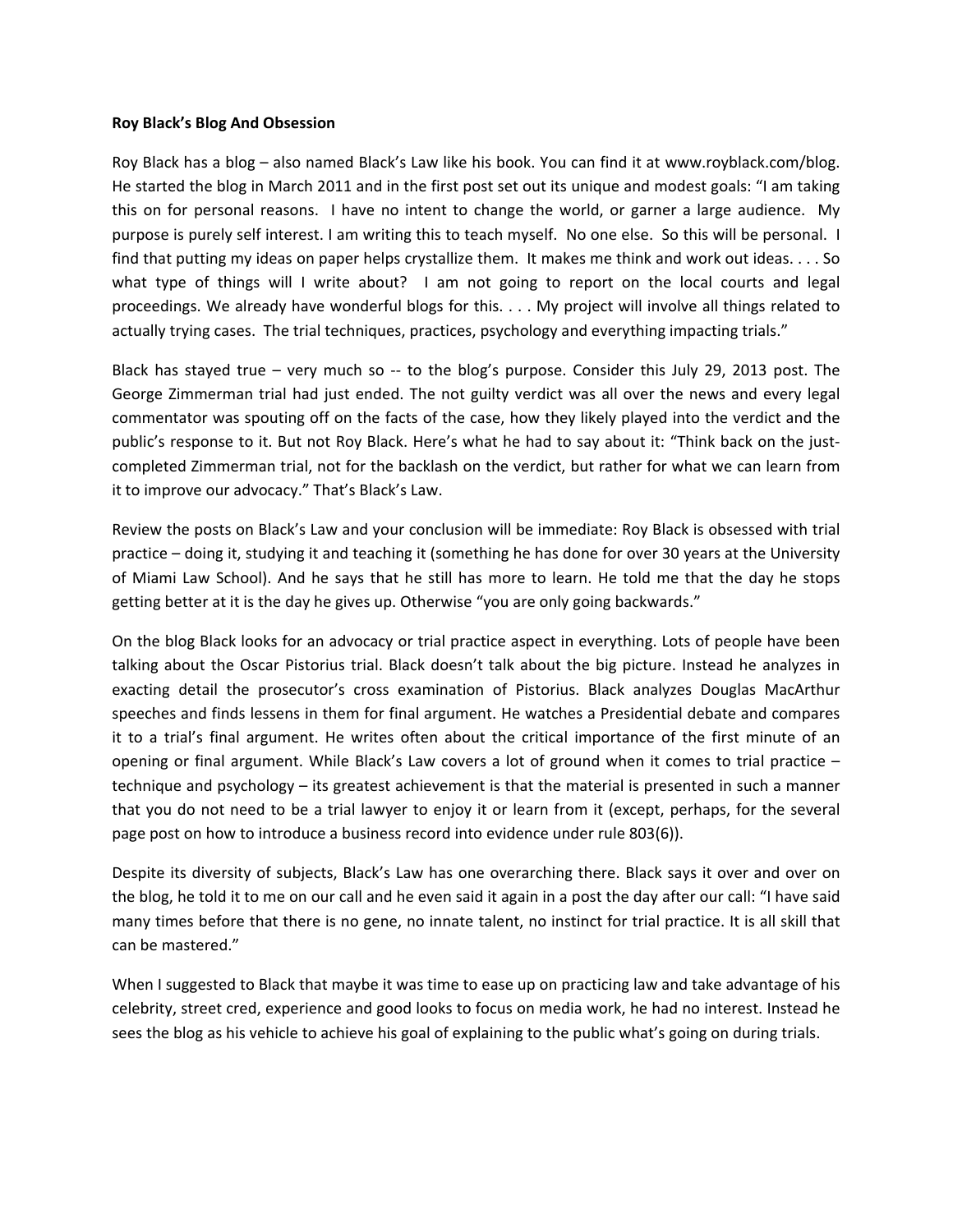**Roy Black's Blog And Obsession**

Roy Black has a blog – also named Black's Law like his book. You can find it at www.royblack.com/blog. He started the blog in March 2011 and in the first post set out its unique and modest goals: "I am taking this on for personal reasons. I have no intent to change the world, or garner a large audience. My purpose is purely self interest. I am writing this to teach myself. No one else. So this will be personal. I find that putting my ideas on paper helps crystallize them. It makes me think and work out ideas. . . . So what type of things will I write about? I am not going to report on the local courts and legal proceedings. We already have wonderful blogs for this. . . . My project will involve all things related to actually trying cases. The trial techniques, practices, psychology and everything impacting trials."

Black has stayed true – very much so -- to the blog's purpose. Consider this July 29, 2013 post. The George Zimmerman trial had just ended. The not guilty verdict was all over the news and every legal commentator was spouting off on the facts of the case, how they likely played into the verdict and the public's response to it. But not Roy Black. Here's what he had to say about it: "Think back on the just-completed Zimmerman trial, not for the backlash on the verdict, but rather for what we can learn from it to improve our advocacy." That's Black's Law.

Review the posts on Black's Law and your conclusion will be immediate: Roy Black is obsessed with trial practice – doing it, studying it and teaching it (something he has done for over 30 years at the University of Miami Law School). And he says that he still has more to learn. He told me that the day he stops getting better at it is the day he gives up. Otherwise "you are only going backwards."

On the blog Black looks for an advocacy or trial practice aspect in everything. Lots of people have been talking about the Oscar Pistorius trial. Black doesn't talk about the big picture. Instead he analyzes in exacting detail the prosecutor's cross examination of Pistorius. Black analyzes Douglas MacArthur speeches and finds lessens in them for final argument. He watches a Presidential debate and compares it to a trial's final argument. He writes often about the critical importance of the first minute of an opening or final argument. While Black's Law covers a lot of ground when it comes to trial practice – technique and psychology – its greatest achievement is that the material is presented in such a manner that you do not need to be a trial lawyer to enjoy it or learn from it (except, perhaps, for the several page post on how to introduce a business record into evidence under rule 803(6)).

Despite its diversity of subjects, Black's Law has one overarching there. Black says it over and over on the blog, he told it to me on our call and he even said it again in a post the day after our call: "I have said many times before that there is no gene, no innate talent, no instinct for trial practice. It is all skill that can be mastered."

When I suggested to Black that maybe it was time to ease up on practicing law and take advantage of his celebrity, street cred, experience and good looks to focus on media work, he had no interest. Instead he sees the blog as his vehicle to achieve his goal of explaining to the public what's going on during trials.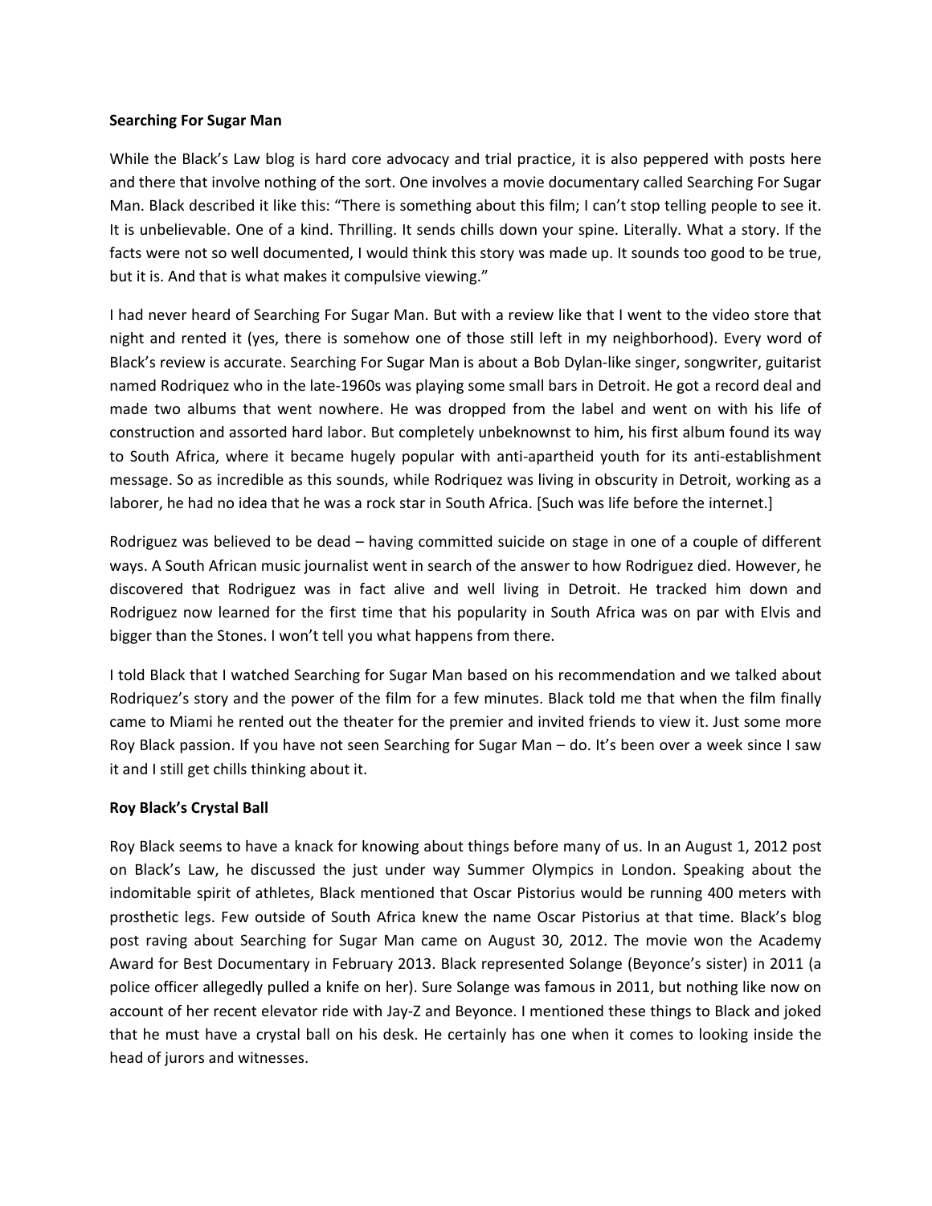**Searching For Sugar Man**

While the Black's Law blog is hard core advocacy and trial practice, it is also peppered with posts here and there that involve nothing of the sort. One involves a movie documentary called Searching For Sugar Man. Black described it like this: "There is something about this film; I can't stop telling people to see it. It is unbelievable. One of a kind. Thrilling. It sends chills down your spine. Literally. What a story. If the facts were not so well documented, I would think this story was made up. It sounds too good to be true, but it is. And that is what makes it compulsive viewing."

I had never heard of Searching For Sugar Man. But with a review like that I went to the video store that night and rented it (yes, there is somehow one of those still left in my neighborhood). Every word of Black's review is accurate. Searching For Sugar Man is about a Bob Dylan-like singer, songwriter, guitarist named Rodriquez who in the late-1960s was playing some small bars in Detroit. He got a record deal and made two albums that went nowhere. He was dropped from the label and went on with his life of construction and assorted hard labor. But completely unbeknownst to him, his first album found its way to South Africa, where it became hugely popular with anti-apartheid youth for its anti-establishment message. So as incredible as this sounds, while Rodriquez was living in obscurity in Detroit, working as a laborer, he had no idea that he was a rock star in South Africa. [Such was life before the internet.]

Rodriguez was believed to be dead – having committed suicide on stage in one of a couple of different ways. A South African music journalist went in search of the answer to how Rodriguez died. However, he discovered that Rodriguez was in fact alive and well living in Detroit. He tracked him down and Rodriguez now learned for the first time that his popularity in South Africa was on par with Elvis and bigger than the Stones. I won't tell you what happens from there.

I told Black that I watched Searching for Sugar Man based on his recommendation and we talked about Rodriquez's story and the power of the film for a few minutes. Black told me that when the film finally came to Miami he rented out the theater for the premier and invited friends to view it. Just some more Roy Black passion. If you have not seen Searching for Sugar Man – do. It's been over a week since I saw it and I still get chills thinking about it.

**Roy Black's Crystal Ball**

Roy Black seems to have a knack for knowing about things before many of us. In an August 1, 2012 post on Black's Law, he discussed the just under way Summer Olympics in London. Speaking about the indomitable spirit of athletes, Black mentioned that Oscar Pistorius would be running 400 meters with prosthetic legs. Few outside of South Africa knew the name Oscar Pistorius at that time. Black's blog post raving about Searching for Sugar Man came on August 30, 2012. The movie won the Academy Award for Best Documentary in February 2013. Black represented Solange (Beyonce's sister) in 2011 (a police officer allegedly pulled a knife on her). Sure Solange was famous in 2011, but nothing like now on account of her recent elevator ride with Jay-Z and Beyonce. I mentioned these things to Black and joked that he must have a crystal ball on his desk. He certainly has one when it comes to looking inside the head of jurors and witnesses.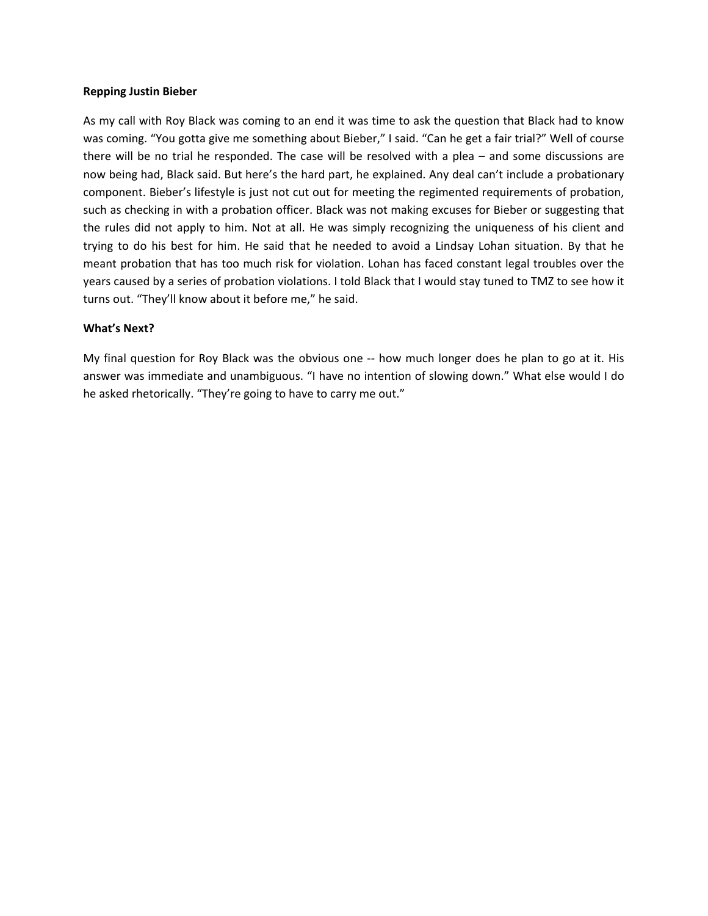**Repping Justin Bieber**

As my call with Roy Black was coming to an end it was time to ask the question that Black had to know was coming. "You gotta give me something about Bieber," I said. "Can he get a fair trial?" Well of course there will be no trial he responded. The case will be resolved with a plea – and some discussions are now being had, Black said. But here's the hard part, he explained. Any deal can't include a probationary component. Bieber's lifestyle is just not cut out for meeting the regimented requirements of probation, such as checking in with a probation officer. Black was not making excuses for Bieber or suggesting that the rules did not apply to him. Not at all. He was simply recognizing the uniqueness of his client and trying to do his best for him. He said that he needed to avoid a Lindsay Lohan situation. By that he meant probation that has too much risk for violation. Lohan has faced constant legal troubles over the years caused by a series of probation violations. I told Black that I would stay tuned to TMZ to see how it turns out. "They'll know about it before me," he said.

**What's Next?**

My final question for Roy Black was the obvious one -- how much longer does he plan to go at it. His answer was immediate and unambiguous. "I have no intention of slowing down." What else would I do he asked rhetorically. "They're going to have to carry me out."